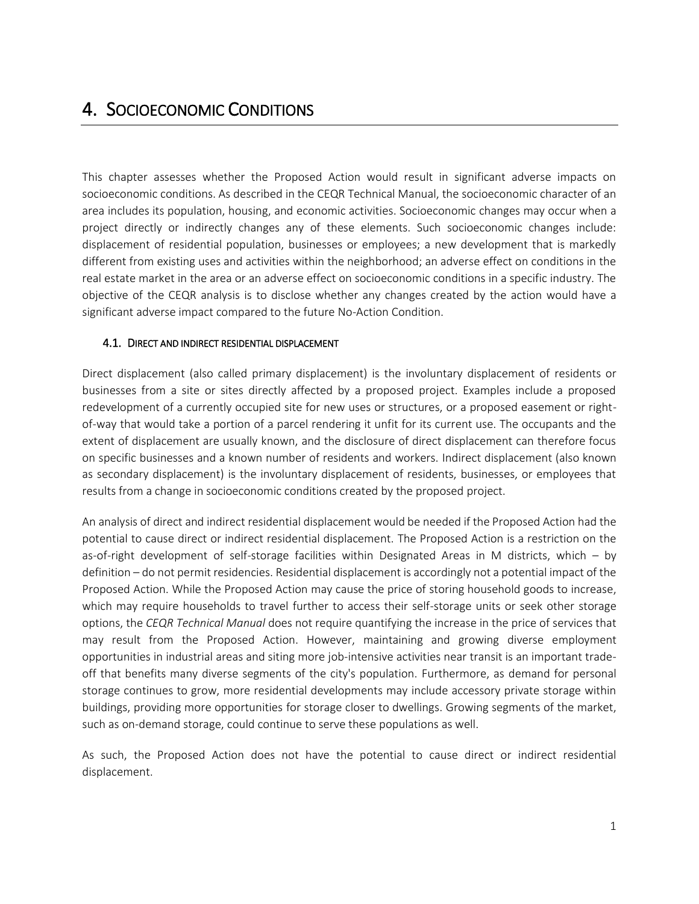# 4. SOCIOECONOMIC CONDITIONS

This chapter assesses whether the Proposed Action would result in significant adverse impacts on socioeconomic conditions. As described in the CEQR Technical Manual, the socioeconomic character of an area includes its population, housing, and economic activities. Socioeconomic changes may occur when a project directly or indirectly changes any of these elements. Such socioeconomic changes include: displacement of residential population, businesses or employees; a new development that is markedly different from existing uses and activities within the neighborhood; an adverse effect on conditions in the real estate market in the area or an adverse effect on socioeconomic conditions in a specific industry. The objective of the CEQR analysis is to disclose whether any changes created by the action would have a significant adverse impact compared to the future No-Action Condition.

## 4.1. DIRECT AND INDIRECT RESIDENTIAL DISPLACEMENT

Direct displacement (also called primary displacement) is the involuntary displacement of residents or businesses from a site or sites directly affected by a proposed project. Examples include a proposed redevelopment of a currently occupied site for new uses or structures, or a proposed easement or right-of-way that would take a portion of a parcel rendering it unfit for its current use. The occupants and the extent of displacement are usually known, and the disclosure of direct displacement can therefore focus on specific businesses and a known number of residents and workers. Indirect displacement (also known as secondary displacement) is the involuntary displacement of residents, businesses, or employees that results from a change in socioeconomic conditions created by the proposed project.

An analysis of direct and indirect residential displacement would be needed if the Proposed Action had the potential to cause direct or indirect residential displacement. The Proposed Action is a restriction on the as-of-right development of self-storage facilities within Designated Areas in M districts, which – by definition – do not permit residencies. Residential displacement is accordingly not a potential impact of the Proposed Action. While the Proposed Action may cause the price of storing household goods to increase, which may require households to travel further to access their self-storage units or seek other storage options, the *CEQR Technical Manual* does not require quantifying the increase in the price of services that may result from the Proposed Action. However, maintaining and growing diverse employment opportunities in industrial areas and siting more job-intensive activities near transit is an important trade-off that benefits many diverse segments of the city's population. Furthermore, as demand for personal storage continues to grow, more residential developments may include accessory private storage within buildings, providing more opportunities for storage closer to dwellings. Growing segments of the market, such as on-demand storage, could continue to serve these populations as well.

As such, the Proposed Action does not have the potential to cause direct or indirect residential displacement.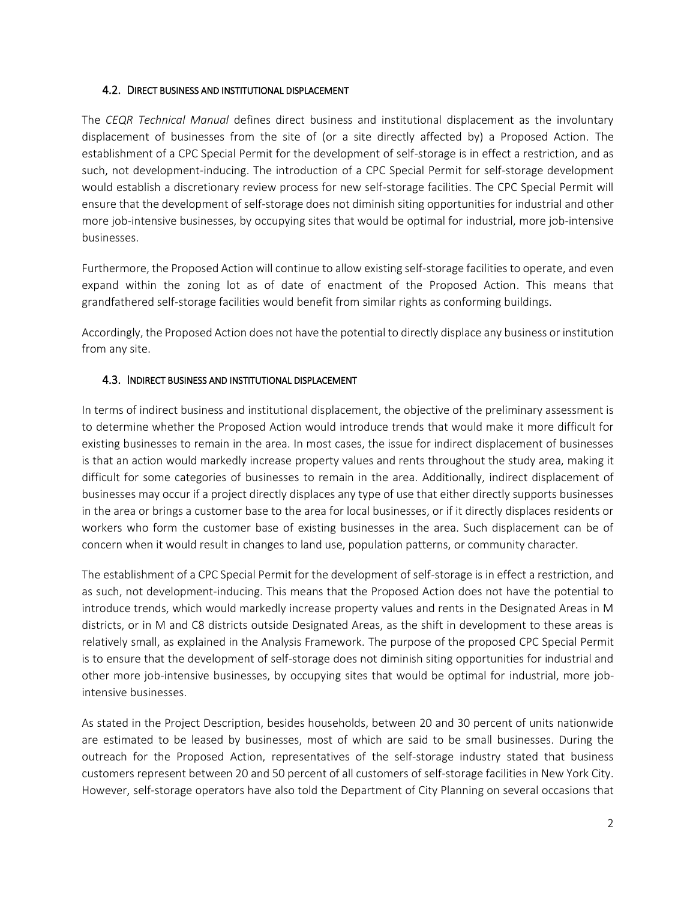### 4.2. Direct business and institutional displacement

The *CEQR Technical Manual* defines direct business and institutional displacement as the involuntary displacement of businesses from the site of (or a site directly affected by) a Proposed Action. The establishment of a CPC Special Permit for the development of self-storage is in effect a restriction, and as such, not development-inducing. The introduction of a CPC Special Permit for self-storage development would establish a discretionary review process for new self-storage facilities. The CPC Special Permit will ensure that the development of self-storage does not diminish siting opportunities for industrial and other more job-intensive businesses, by occupying sites that would be optimal for industrial, more job-intensive businesses.

Furthermore, the Proposed Action will continue to allow existing self-storage facilities to operate, and even expand within the zoning lot as of date of enactment of the Proposed Action. This means that grandfathered self-storage facilities would benefit from similar rights as conforming buildings.

Accordingly, the Proposed Action does not have the potential to directly displace any business or institution from any site.

### 4.3. Indirect business and institutional displacement

In terms of indirect business and institutional displacement, the objective of the preliminary assessment is to determine whether the Proposed Action would introduce trends that would make it more difficult for existing businesses to remain in the area. In most cases, the issue for indirect displacement of businesses is that an action would markedly increase property values and rents throughout the study area, making it difficult for some categories of businesses to remain in the area. Additionally, indirect displacement of businesses may occur if a project directly displaces any type of use that either directly supports businesses in the area or brings a customer base to the area for local businesses, or if it directly displaces residents or workers who form the customer base of existing businesses in the area. Such displacement can be of concern when it would result in changes to land use, population patterns, or community character.

The establishment of a CPC Special Permit for the development of self-storage is in effect a restriction, and as such, not development-inducing. This means that the Proposed Action does not have the potential to introduce trends, which would markedly increase property values and rents in the Designated Areas in M districts, or in M and C8 districts outside Designated Areas, as the shift in development to these areas is relatively small, as explained in the Analysis Framework. The purpose of the proposed CPC Special Permit is to ensure that the development of self-storage does not diminish siting opportunities for industrial and other more job-intensive businesses, by occupying sites that would be optimal for industrial, more job-intensive businesses.

As stated in the Project Description, besides households, between 20 and 30 percent of units nationwide are estimated to be leased by businesses, most of which are said to be small businesses. During the outreach for the Proposed Action, representatives of the self-storage industry stated that business customers represent between 20 and 50 percent of all customers of self-storage facilities in New York City. However, self-storage operators have also told the Department of City Planning on several occasions that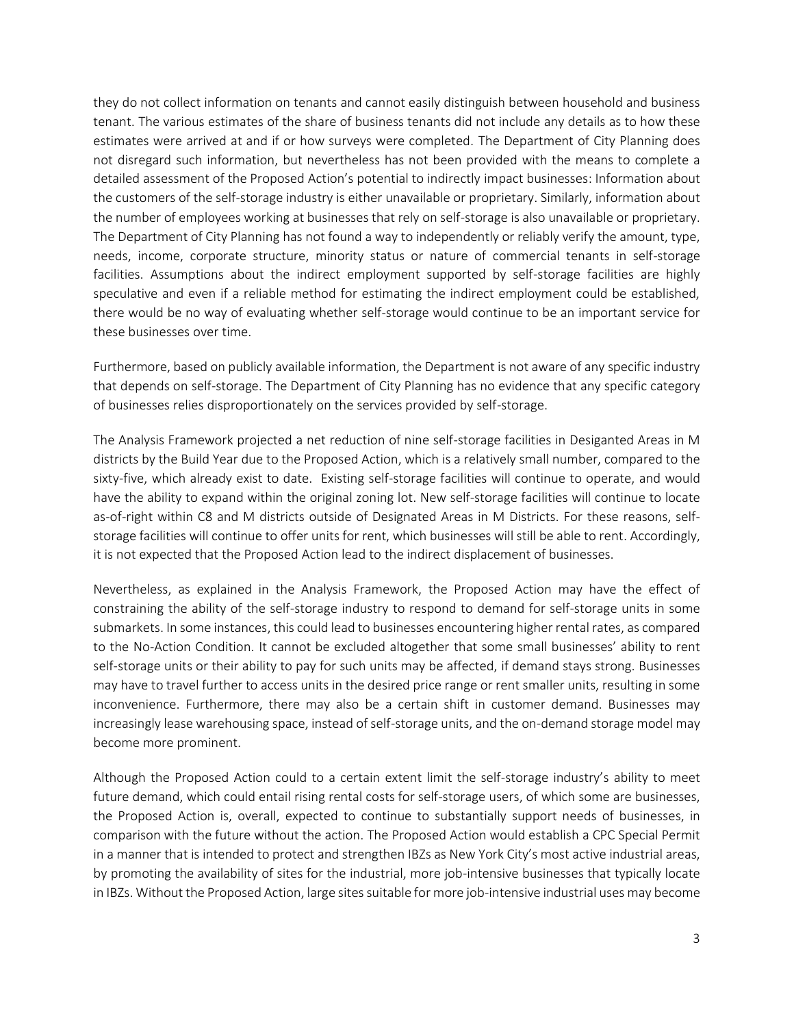they do not collect information on tenants and cannot easily distinguish between household and business tenant. The various estimates of the share of business tenants did not include any details as to how these estimates were arrived at and if or how surveys were completed. The Department of City Planning does not disregard such information, but nevertheless has not been provided with the means to complete a detailed assessment of the Proposed Action's potential to indirectly impact businesses: Information about the customers of the self-storage industry is either unavailable or proprietary. Similarly, information about the number of employees working at businesses that rely on self-storage is also unavailable or proprietary. The Department of City Planning has not found a way to independently or reliably verify the amount, type, needs, income, corporate structure, minority status or nature of commercial tenants in self-storage facilities. Assumptions about the indirect employment supported by self-storage facilities are highly speculative and even if a reliable method for estimating the indirect employment could be established, there would be no way of evaluating whether self-storage would continue to be an important service for these businesses over time.

Furthermore, based on publicly available information, the Department is not aware of any specific industry that depends on self-storage. The Department of City Planning has no evidence that any specific category of businesses relies disproportionately on the services provided by self-storage.

The Analysis Framework projected a net reduction of nine self-storage facilities in Desiganted Areas in M districts by the Build Year due to the Proposed Action, which is a relatively small number, compared to the sixty-five, which already exist to date. Existing self-storage facilities will continue to operate, and would have the ability to expand within the original zoning lot. New self-storage facilities will continue to locate as-of-right within C8 and M districts outside of Designated Areas in M Districts. For these reasons, self-storage facilities will continue to offer units for rent, which businesses will still be able to rent. Accordingly, it is not expected that the Proposed Action lead to the indirect displacement of businesses.

Nevertheless, as explained in the Analysis Framework, the Proposed Action may have the effect of constraining the ability of the self-storage industry to respond to demand for self-storage units in some submarkets. In some instances, this could lead to businesses encountering higher rental rates, as compared to the No-Action Condition. It cannot be excluded altogether that some small businesses' ability to rent self-storage units or their ability to pay for such units may be affected, if demand stays strong. Businesses may have to travel further to access units in the desired price range or rent smaller units, resulting in some inconvenience. Furthermore, there may also be a certain shift in customer demand. Businesses may increasingly lease warehousing space, instead of self-storage units, and the on-demand storage model may become more prominent.

Although the Proposed Action could to a certain extent limit the self-storage industry's ability to meet future demand, which could entail rising rental costs for self-storage users, of which some are businesses, the Proposed Action is, overall, expected to continue to substantially support needs of businesses, in comparison with the future without the action. The Proposed Action would establish a CPC Special Permit in a manner that is intended to protect and strengthen IBZs as New York City's most active industrial areas, by promoting the availability of sites for the industrial, more job-intensive businesses that typically locate in IBZs. Without the Proposed Action, large sites suitable for more job-intensive industrial uses may become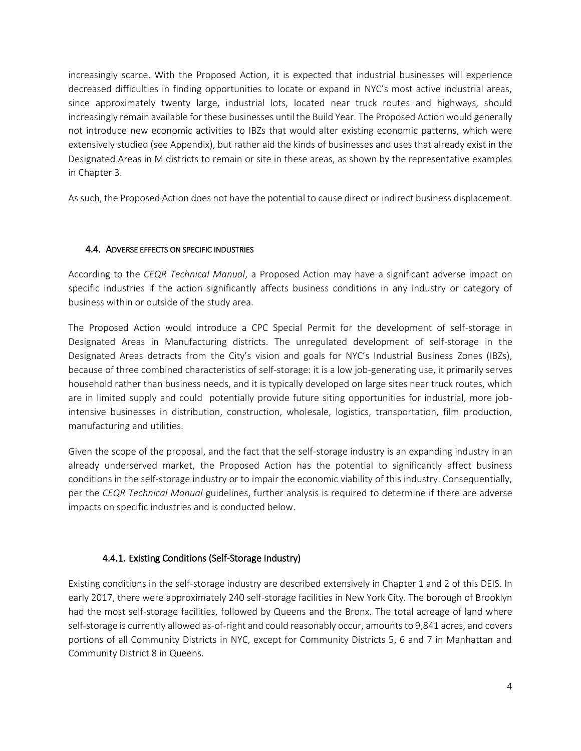increasingly scarce. With the Proposed Action, it is expected that industrial businesses will experience decreased difficulties in finding opportunities to locate or expand in NYC's most active industrial areas, since approximately twenty large, industrial lots, located near truck routes and highways, should increasingly remain available for these businesses until the Build Year. The Proposed Action would generally not introduce new economic activities to IBZs that would alter existing economic patterns, which were extensively studied (see Appendix), but rather aid the kinds of businesses and uses that already exist in the Designated Areas in M districts to remain or site in these areas, as shown by the representative examples in Chapter 3.

As such, the Proposed Action does not have the potential to cause direct or indirect business displacement.

### 4.4. ADVERSE EFFECTS ON SPECIFIC INDUSTRIES

According to the *CEQR Technical Manual*, a Proposed Action may have a significant adverse impact on specific industries if the action significantly affects business conditions in any industry or category of business within or outside of the study area.

The Proposed Action would introduce a CPC Special Permit for the development of self-storage in Designated Areas in Manufacturing districts. The unregulated development of self-storage in the Designated Areas detracts from the City's vision and goals for NYC's Industrial Business Zones (IBZs), because of three combined characteristics of self-storage: it is a low job-generating use, it primarily serves household rather than business needs, and it is typically developed on large sites near truck routes, which are in limited supply and could potentially provide future siting opportunities for industrial, more job-intensive businesses in distribution, construction, wholesale, logistics, transportation, film production, manufacturing and utilities.

Given the scope of the proposal, and the fact that the self-storage industry is an expanding industry in an already underserved market, the Proposed Action has the potential to significantly affect business conditions in the self-storage industry or to impair the economic viability of this industry. Consequentially, per the *CEQR Technical Manual* guidelines, further analysis is required to determine if there are adverse impacts on specific industries and is conducted below.

#### 4.4.1. Existing Conditions (Self-Storage Industry)

Existing conditions in the self-storage industry are described extensively in Chapter 1 and 2 of this DEIS. In early 2017, there were approximately 240 self-storage facilities in New York City. The borough of Brooklyn had the most self-storage facilities, followed by Queens and the Bronx. The total acreage of land where self-storage is currently allowed as-of-right and could reasonably occur, amounts to 9,841 acres, and covers portions of all Community Districts in NYC, except for Community Districts 5, 6 and 7 in Manhattan and Community District 8 in Queens.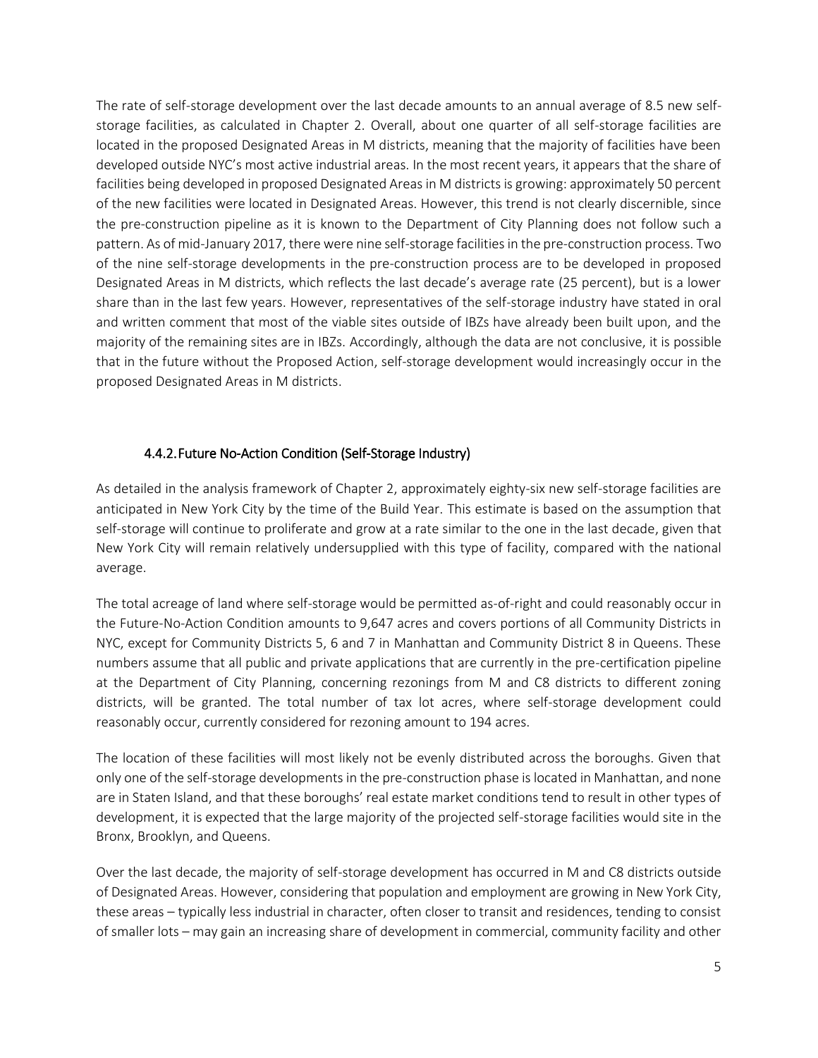The rate of self-storage development over the last decade amounts to an annual average of 8.5 new self-storage facilities, as calculated in Chapter 2. Overall, about one quarter of all self-storage facilities are located in the proposed Designated Areas in M districts, meaning that the majority of facilities have been developed outside NYC's most active industrial areas. In the most recent years, it appears that the share of facilities being developed in proposed Designated Areas in M districts is growing: approximately 50 percent of the new facilities were located in Designated Areas. However, this trend is not clearly discernible, since the pre-construction pipeline as it is known to the Department of City Planning does not follow such a pattern. As of mid-January 2017, there were nine self-storage facilities in the pre-construction process. Two of the nine self-storage developments in the pre-construction process are to be developed in proposed Designated Areas in M districts, which reflects the last decade's average rate (25 percent), but is a lower share than in the last few years. However, representatives of the self-storage industry have stated in oral and written comment that most of the viable sites outside of IBZs have already been built upon, and the majority of the remaining sites are in IBZs. Accordingly, although the data are not conclusive, it is possible that in the future without the Proposed Action, self-storage development would increasingly occur in the proposed Designated Areas in M districts.

### 4.4.2. Future No-Action Condition (Self-Storage Industry)

As detailed in the analysis framework of Chapter 2, approximately eighty-six new self-storage facilities are anticipated in New York City by the time of the Build Year. This estimate is based on the assumption that self-storage will continue to proliferate and grow at a rate similar to the one in the last decade, given that New York City will remain relatively undersupplied with this type of facility, compared with the national average.

The total acreage of land where self-storage would be permitted as-of-right and could reasonably occur in the Future-No-Action Condition amounts to 9,647 acres and covers portions of all Community Districts in NYC, except for Community Districts 5, 6 and 7 in Manhattan and Community District 8 in Queens. These numbers assume that all public and private applications that are currently in the pre-certification pipeline at the Department of City Planning, concerning rezonings from M and C8 districts to different zoning districts, will be granted. The total number of tax lot acres, where self-storage development could reasonably occur, currently considered for rezoning amount to 194 acres.

The location of these facilities will most likely not be evenly distributed across the boroughs. Given that only one of the self-storage developments in the pre-construction phase is located in Manhattan, and none are in Staten Island, and that these boroughs' real estate market conditions tend to result in other types of development, it is expected that the large majority of the projected self-storage facilities would site in the Bronx, Brooklyn, and Queens.

Over the last decade, the majority of self-storage development has occurred in M and C8 districts outside of Designated Areas. However, considering that population and employment are growing in New York City, these areas – typically less industrial in character, often closer to transit and residences, tending to consist of smaller lots – may gain an increasing share of development in commercial, community facility and other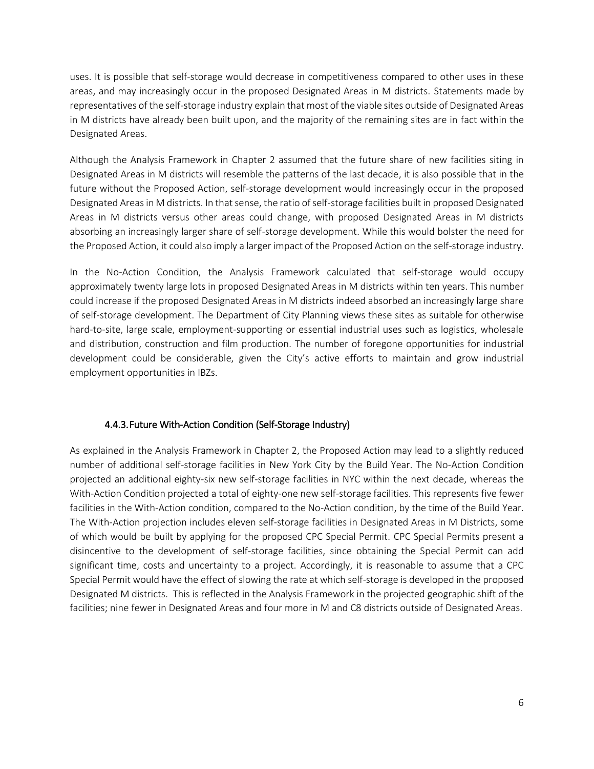uses. It is possible that self-storage would decrease in competitiveness compared to other uses in these areas, and may increasingly occur in the proposed Designated Areas in M districts. Statements made by representatives of the self-storage industry explain that most of the viable sites outside of Designated Areas in M districts have already been built upon, and the majority of the remaining sites are in fact within the Designated Areas.

Although the Analysis Framework in Chapter 2 assumed that the future share of new facilities siting in Designated Areas in M districts will resemble the patterns of the last decade, it is also possible that in the future without the Proposed Action, self-storage development would increasingly occur in the proposed Designated Areas in M districts. In that sense, the ratio of self-storage facilities built in proposed Designated Areas in M districts versus other areas could change, with proposed Designated Areas in M districts absorbing an increasingly larger share of self-storage development. While this would bolster the need for the Proposed Action, it could also imply a larger impact of the Proposed Action on the self-storage industry.

In the No-Action Condition, the Analysis Framework calculated that self-storage would occupy approximately twenty large lots in proposed Designated Areas in M districts within ten years. This number could increase if the proposed Designated Areas in M districts indeed absorbed an increasingly large share of self-storage development. The Department of City Planning views these sites as suitable for otherwise hard-to-site, large scale, employment-supporting or essential industrial uses such as logistics, wholesale and distribution, construction and film production. The number of foregone opportunities for industrial development could be considerable, given the City's active efforts to maintain and grow industrial employment opportunities in IBZs.

### 4.4.3. Future With-Action Condition (Self-Storage Industry)

As explained in the Analysis Framework in Chapter 2, the Proposed Action may lead to a slightly reduced number of additional self-storage facilities in New York City by the Build Year. The No-Action Condition projected an additional eighty-six new self-storage facilities in NYC within the next decade, whereas the With-Action Condition projected a total of eighty-one new self-storage facilities. This represents five fewer facilities in the With-Action condition, compared to the No-Action condition, by the time of the Build Year. The With-Action projection includes eleven self-storage facilities in Designated Areas in M Districts, some of which would be built by applying for the proposed CPC Special Permit. CPC Special Permits present a disincentive to the development of self-storage facilities, since obtaining the Special Permit can add significant time, costs and uncertainty to a project. Accordingly, it is reasonable to assume that a CPC Special Permit would have the effect of slowing the rate at which self-storage is developed in the proposed Designated M districts. This is reflected in the Analysis Framework in the projected geographic shift of the facilities; nine fewer in Designated Areas and four more in M and C8 districts outside of Designated Areas.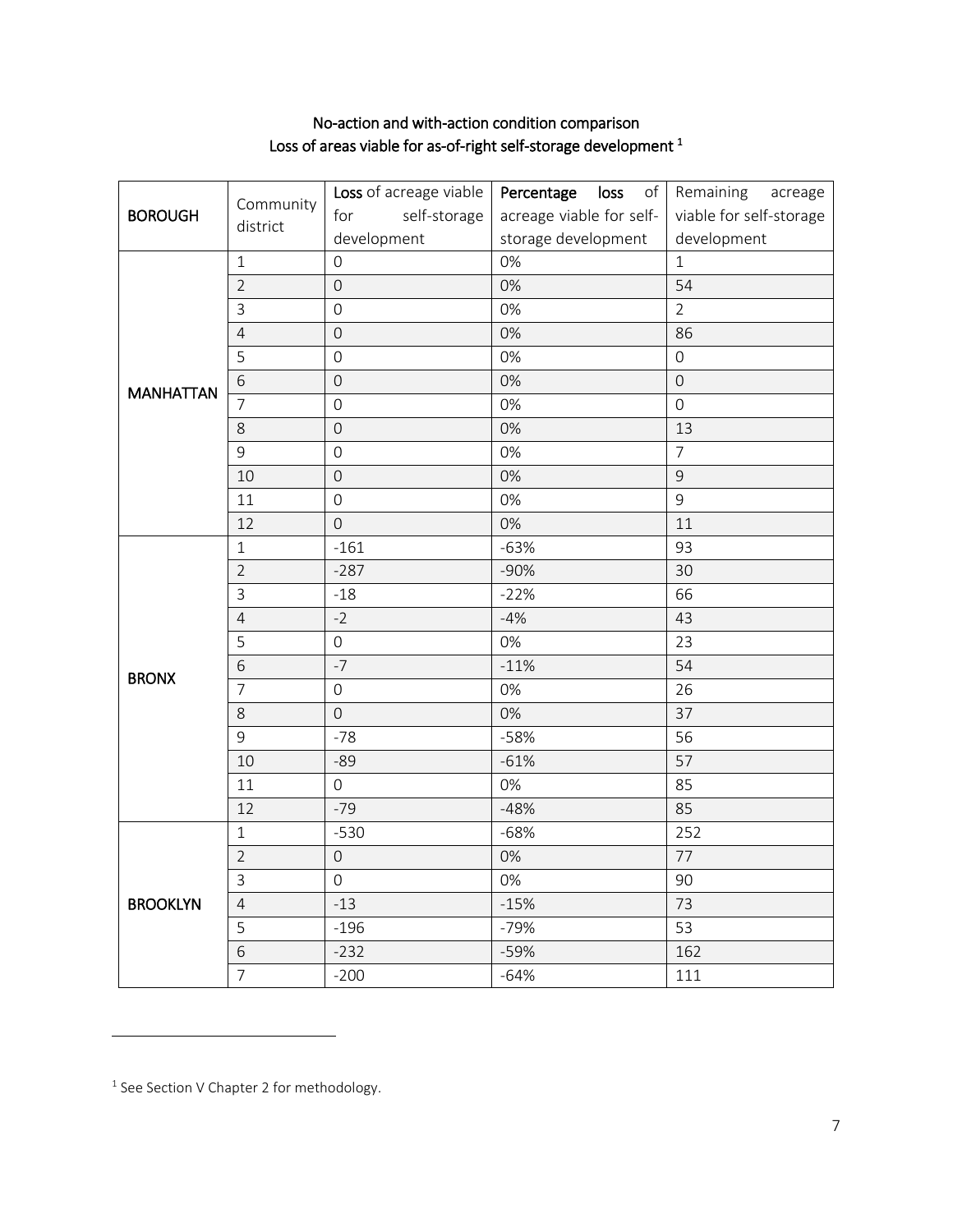# No-action and with-action condition comparison
## Loss of areas viable for as-of-right self-storage development [1]

| BOROUGH | Community district | **Loss** of acreage viable for self-storage development | **Percentage loss** of acreage viable for self-storage development | Remaining acreage viable for self-storage development |
|---|---|---|---|---|
| **MANHATTAN** | 1 | 0 | 0% | 1 |
| | 2 | 0 | 0% | 54 |
| | 3 | 0 | 0% | 2 |
| | 4 | 0 | 0% | 86 |
| | 5 | 0 | 0% | 0 |
| | 6 | 0 | 0% | 0 |
| | 7 | 0 | 0% | 0 |
| | 8 | 0 | 0% | 13 |
| | 9 | 0 | 0% | 7 |
| | 10 | 0 | 0% | 9 |
| | 11 | 0 | 0% | 9 |
| | 12 | 0 | 0% | 11 |
| **BRONX** | 1 | -161 | -63% | 93 |
| | 2 | -287 | -90% | 30 |
| | 3 | -18 | -22% | 66 |
| | 4 | -2 | -4% | 43 |
| | 5 | 0 | 0% | 23 |
| | 6 | -7 | -11% | 54 |
| | 7 | 0 | 0% | 26 |
| | 8 | 0 | 0% | 37 |
| | 9 | -78 | -58% | 56 |
| | 10 | -89 | -61% | 57 |
| | 11 | 0 | 0% | 85 |
| | 12 | -79 | -48% | 85 |
| **BROOKLYN** | 1 | -530 | -68% | 252 |
| | 2 | 0 | 0% | 77 |
| | 3 | 0 | 0% | 90 |
| | 4 | -13 | -15% | 73 |
| | 5 | -196 | -79% | 53 |
| | 6 | -232 | -59% | 162 |
| | 7 | -200 | -64% | 111 |

[1] See Section V Chapter 2 for methodology.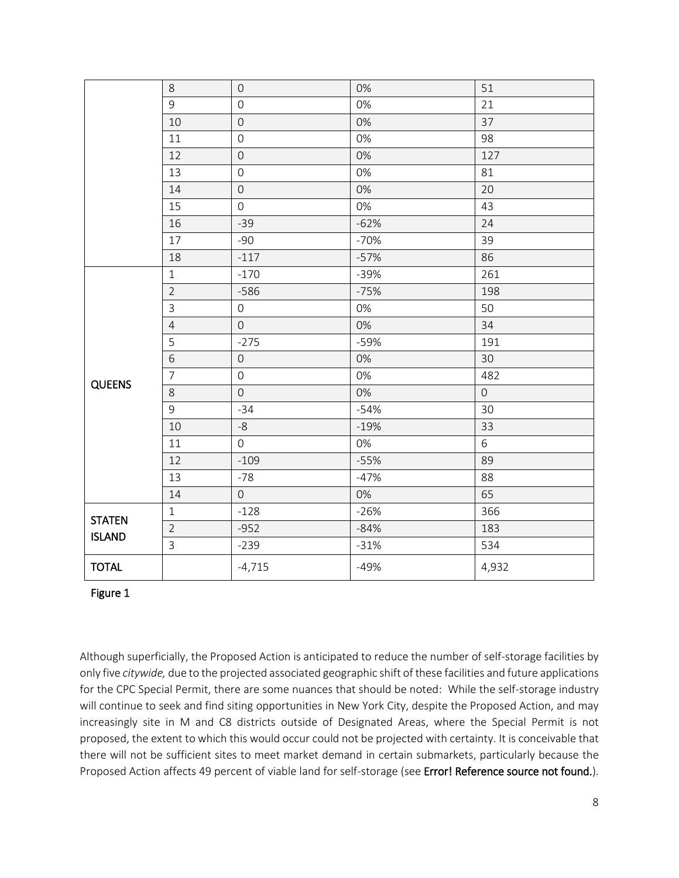| | | | | |
|---|---|---|---|---|
| | 8 | 0 | 0% | 51 |
| | 9 | 0 | 0% | 21 |
| | 10 | 0 | 0% | 37 |
| | 11 | 0 | 0% | 98 |
| | 12 | 0 | 0% | 127 |
| | 13 | 0 | 0% | 81 |
| | 14 | 0 | 0% | 20 |
| | 15 | 0 | 0% | 43 |
| | 16 | -39 | -62% | 24 |
| | 17 | -90 | -70% | 39 |
| | 18 | -117 | -57% | 86 |
| QUEENS | 1 | -170 | -39% | 261 |
| | 2 | -586 | -75% | 198 |
| | 3 | 0 | 0% | 50 |
| | 4 | 0 | 0% | 34 |
| | 5 | -275 | -59% | 191 |
| | 6 | 0 | 0% | 30 |
| | 7 | 0 | 0% | 482 |
| | 8 | 0 | 0% | 0 |
| | 9 | -34 | -54% | 30 |
| | 10 | -8 | -19% | 33 |
| | 11 | 0 | 0% | 6 |
| | 12 | -109 | -55% | 89 |
| | 13 | -78 | -47% | 88 |
| | 14 | 0 | 0% | 65 |
| STATEN ISLAND | 1 | -128 | -26% | 366 |
| | 2 | -952 | -84% | 183 |
| | 3 | -239 | -31% | 534 |
| TOTAL | | -4,715 | -49% | 4,932 |

Figure 1

Although superficially, the Proposed Action is anticipated to reduce the number of self-storage facilities by only five *citywide,* due to the projected associated geographic shift of these facilities and future applications for the CPC Special Permit, there are some nuances that should be noted: While the self-storage industry will continue to seek and find siting opportunities in New York City, despite the Proposed Action, and may increasingly site in M and C8 districts outside of Designated Areas, where the Special Permit is not proposed, the extent to which this would occur could not be projected with certainty. It is conceivable that there will not be sufficient sites to meet market demand in certain submarkets, particularly because the Proposed Action affects 49 percent of viable land for self-storage (see **Error! Reference source not found.**).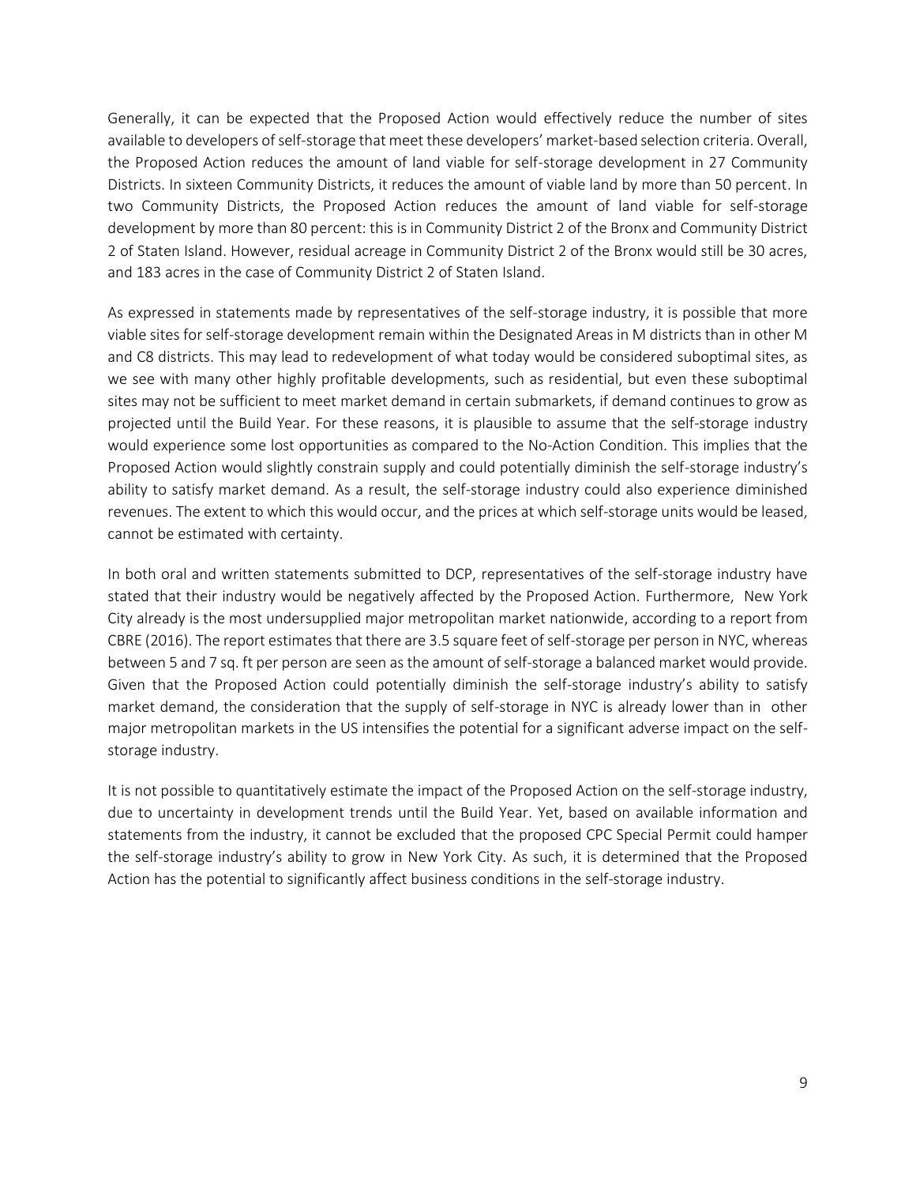Generally, it can be expected that the Proposed Action would effectively reduce the number of sites available to developers of self-storage that meet these developers' market-based selection criteria. Overall, the Proposed Action reduces the amount of land viable for self-storage development in 27 Community Districts. In sixteen Community Districts, it reduces the amount of viable land by more than 50 percent. In two Community Districts, the Proposed Action reduces the amount of land viable for self-storage development by more than 80 percent: this is in Community District 2 of the Bronx and Community District 2 of Staten Island. However, residual acreage in Community District 2 of the Bronx would still be 30 acres, and 183 acres in the case of Community District 2 of Staten Island.

As expressed in statements made by representatives of the self-storage industry, it is possible that more viable sites for self-storage development remain within the Designated Areas in M districts than in other M and C8 districts. This may lead to redevelopment of what today would be considered suboptimal sites, as we see with many other highly profitable developments, such as residential, but even these suboptimal sites may not be sufficient to meet market demand in certain submarkets, if demand continues to grow as projected until the Build Year. For these reasons, it is plausible to assume that the self-storage industry would experience some lost opportunities as compared to the No-Action Condition. This implies that the Proposed Action would slightly constrain supply and could potentially diminish the self-storage industry's ability to satisfy market demand. As a result, the self-storage industry could also experience diminished revenues. The extent to which this would occur, and the prices at which self-storage units would be leased, cannot be estimated with certainty.

In both oral and written statements submitted to DCP, representatives of the self-storage industry have stated that their industry would be negatively affected by the Proposed Action. Furthermore, New York City already is the most undersupplied major metropolitan market nationwide, according to a report from CBRE (2016). The report estimates that there are 3.5 square feet of self-storage per person in NYC, whereas between 5 and 7 sq. ft per person are seen as the amount of self-storage a balanced market would provide. Given that the Proposed Action could potentially diminish the self-storage industry's ability to satisfy market demand, the consideration that the supply of self-storage in NYC is already lower than in other major metropolitan markets in the US intensifies the potential for a significant adverse impact on the self-storage industry.

It is not possible to quantitatively estimate the impact of the Proposed Action on the self-storage industry, due to uncertainty in development trends until the Build Year. Yet, based on available information and statements from the industry, it cannot be excluded that the proposed CPC Special Permit could hamper the self-storage industry's ability to grow in New York City. As such, it is determined that the Proposed Action has the potential to significantly affect business conditions in the self-storage industry.